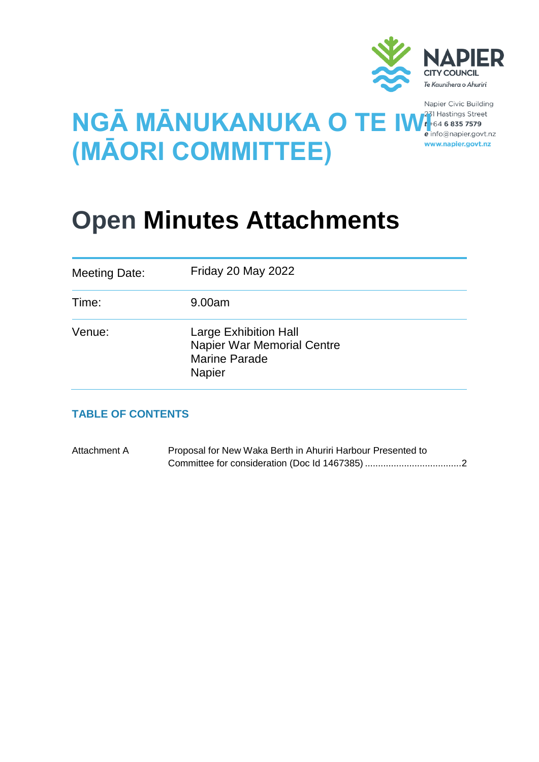Napier City Council
Te Kaunihera o Ahuriri

Napier Civic Building
231 Hastings Street
t +64 6 835 7579
e info@napier.govt.nz
www.napier.govt.nz

# NGĀ MĀNUKANUKA O TE IWI (MĀORI COMMITTEE)

# Open Minutes Attachments

| | |
|---|---|
| Meeting Date: | Friday 20 May 2022 |
| Time: | 9.00am |
| Venue: | Large Exhibition Hall<br>Napier War Memorial Centre<br>Marine Parade<br>Napier |

## TABLE OF CONTENTS

| | |
|---|---|
| Attachment A | Proposal for New Waka Berth in Ahuriri Harbour Presented to Committee for consideration (Doc Id 1467385) ....................................2 |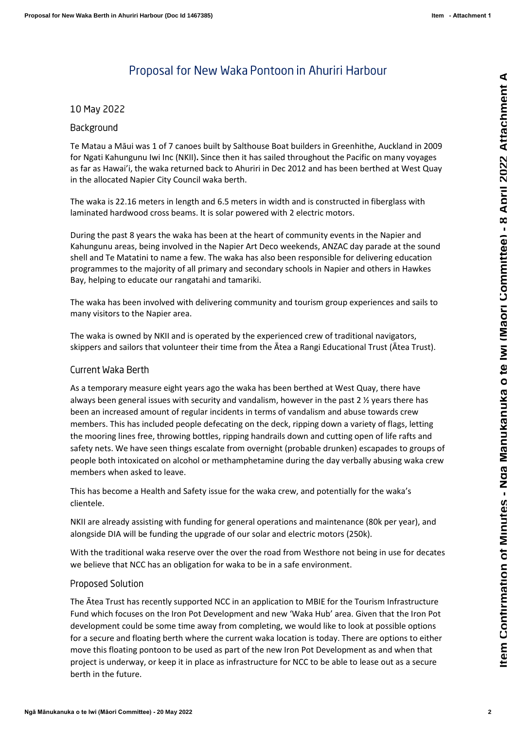# Proposal for New Waka Pontoon in Ahuriri Harbour

10 May 2022

## Background

Te Matau a Māui was 1 of 7 canoes built by Salthouse Boat builders in Greenhithe, Auckland in 2009 for Ngati Kahungunu Iwi Inc (NKII)**.** Since then it has sailed throughout the Pacific on many voyages as far as Hawai'i, the waka returned back to Ahuriri in Dec 2012 and has been berthed at West Quay in the allocated Napier City Council waka berth.

The waka is 22.16 meters in length and 6.5 meters in width and is constructed in fiberglass with laminated hardwood cross beams. It is solar powered with 2 electric motors.

During the past 8 years the waka has been at the heart of community events in the Napier and Kahungunu areas, being involved in the Napier Art Deco weekends, ANZAC day parade at the sound shell and Te Matatini to name a few. The waka has also been responsible for delivering education programmes to the majority of all primary and secondary schools in Napier and others in Hawkes Bay, helping to educate our rangatahi and tamariki.

The waka has been involved with delivering community and tourism group experiences and sails to many visitors to the Napier area.

The waka is owned by NKII and is operated by the experienced crew of traditional navigators, skippers and sailors that volunteer their time from the Ātea a Rangi Educational Trust (Ātea Trust).

## Current Waka Berth

As a temporary measure eight years ago the waka has been berthed at West Quay, there have always been general issues with security and vandalism, however in the past 2 ½ years there has been an increased amount of regular incidents in terms of vandalism and abuse towards crew members. This has included people defecating on the deck, ripping down a variety of flags, letting the mooring lines free, throwing bottles, ripping handrails down and cutting open of life rafts and safety nets. We have seen things escalate from overnight (probable drunken) escapades to groups of people both intoxicated on alcohol or methamphetamine during the day verbally abusing waka crew members when asked to leave.

This has become a Health and Safety issue for the waka crew, and potentially for the waka's clientele.

NKII are already assisting with funding for general operations and maintenance (80k per year), and alongside DIA will be funding the upgrade of our solar and electric motors (250k).

With the traditional waka reserve over the over the road from Westhore not being in use for decates we believe that NCC has an obligation for waka to be in a safe environment.

## Proposed Solution

The Ātea Trust has recently supported NCC in an application to MBIE for the Tourism Infrastructure Fund which focuses on the Iron Pot Development and new 'Waka Hub' area. Given that the Iron Pot development could be some time away from completing, we would like to look at possible options for a secure and floating berth where the current waka location is today. There are options to either move this floating pontoon to be used as part of the new Iron Pot Development as and when that project is underway, or keep it in place as infrastructure for NCC to be able to lease out as a secure berth in the future.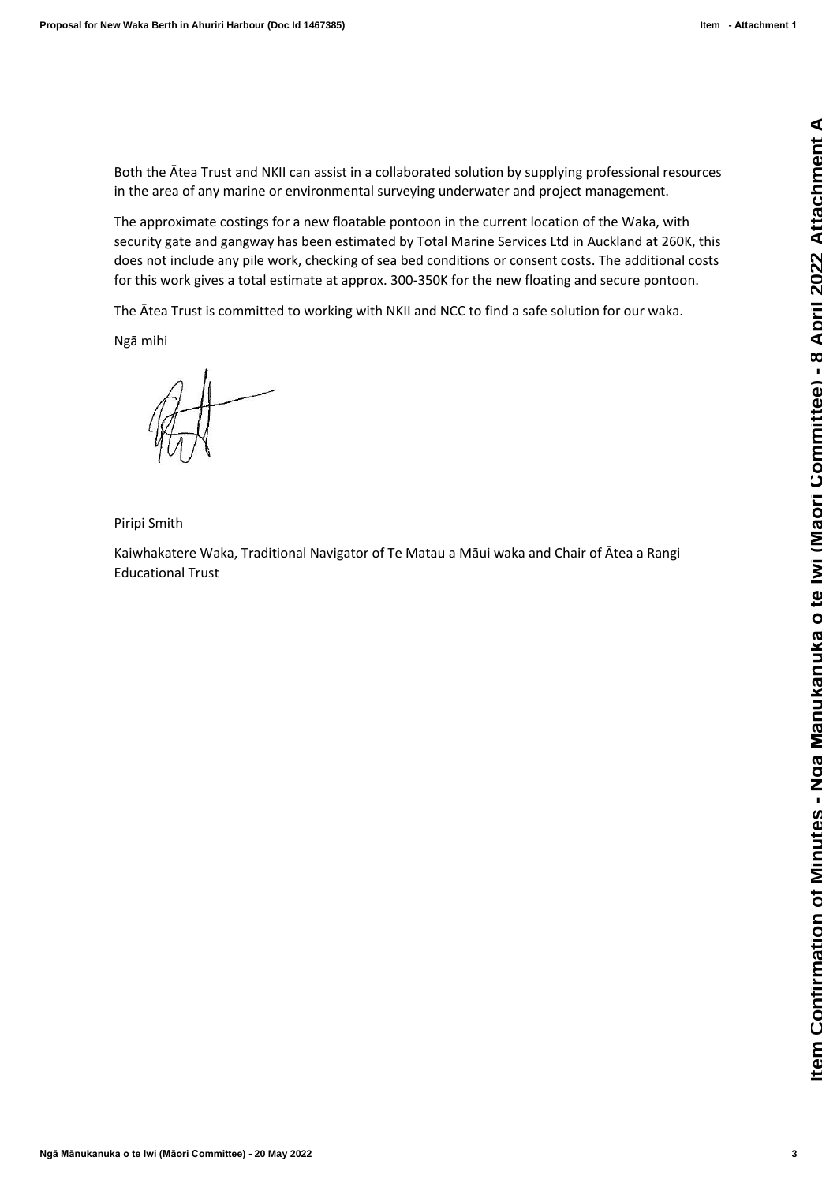Both the Ātea Trust and NKII can assist in a collaborated solution by supplying professional resources in the area of any marine or environmental surveying underwater and project management.

The approximate costings for a new floatable pontoon in the current location of the Waka, with security gate and gangway has been estimated by Total Marine Services Ltd in Auckland at 260K, this does not include any pile work, checking of sea bed conditions or consent costs. The additional costs for this work gives a total estimate at approx. 300-350K for the new floating and secure pontoon.

The Ātea Trust is committed to working with NKII and NCC to find a safe solution for our waka.

Ngā mihi

Piripi Smith

Kaiwhakatere Waka, Traditional Navigator of Te Matau a Māui waka and Chair of Ātea a Rangi Educational Trust